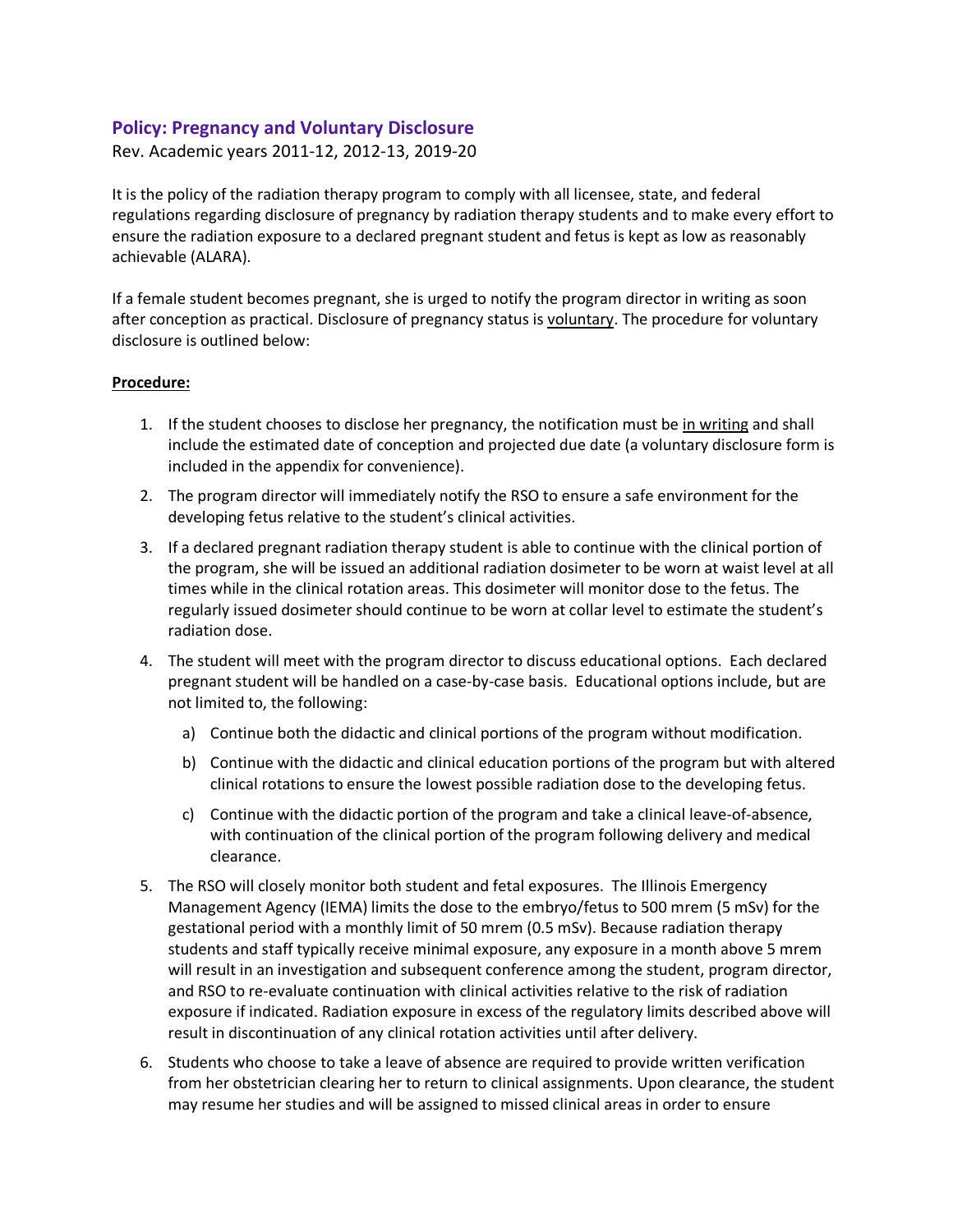## Policy: Pregnancy and Voluntary Disclosure

Rev. Academic years 2011-12, 2012-13, 2019-20

It is the policy of the radiation therapy program to comply with all licensee, state, and federal regulations regarding disclosure of pregnancy by radiation therapy students and to make every effort to ensure the radiation exposure to a declared pregnant student and fetus is kept as low as reasonably achievable (ALARA).

If a female student becomes pregnant, she is urged to notify the program director in writing as soon after conception as practical. Disclosure of pregnancy status is voluntary. The procedure for voluntary disclosure is outlined below:

**Procedure:**

1. If the student chooses to disclose her pregnancy, the notification must be in writing and shall include the estimated date of conception and projected due date (a voluntary disclosure form is included in the appendix for convenience).
2. The program director will immediately notify the RSO to ensure a safe environment for the developing fetus relative to the student's clinical activities.
3. If a declared pregnant radiation therapy student is able to continue with the clinical portion of the program, she will be issued an additional radiation dosimeter to be worn at waist level at all times while in the clinical rotation areas. This dosimeter will monitor dose to the fetus. The regularly issued dosimeter should continue to be worn at collar level to estimate the student's radiation dose.
4. The student will meet with the program director to discuss educational options. Each declared pregnant student will be handled on a case-by-case basis. Educational options include, but are not limited to, the following:
   a) Continue both the didactic and clinical portions of the program without modification.
   b) Continue with the didactic and clinical education portions of the program but with altered clinical rotations to ensure the lowest possible radiation dose to the developing fetus.
   c) Continue with the didactic portion of the program and take a clinical leave-of-absence, with continuation of the clinical portion of the program following delivery and medical clearance.
5. The RSO will closely monitor both student and fetal exposures. The Illinois Emergency Management Agency (IEMA) limits the dose to the embryo/fetus to 500 mrem (5 mSv) for the gestational period with a monthly limit of 50 mrem (0.5 mSv). Because radiation therapy students and staff typically receive minimal exposure, any exposure in a month above 5 mrem will result in an investigation and subsequent conference among the student, program director, and RSO to re-evaluate continuation with clinical activities relative to the risk of radiation exposure if indicated. Radiation exposure in excess of the regulatory limits described above will result in discontinuation of any clinical rotation activities until after delivery.
6. Students who choose to take a leave of absence are required to provide written verification from her obstetrician clearing her to return to clinical assignments. Upon clearance, the student may resume her studies and will be assigned to missed clinical areas in order to ensure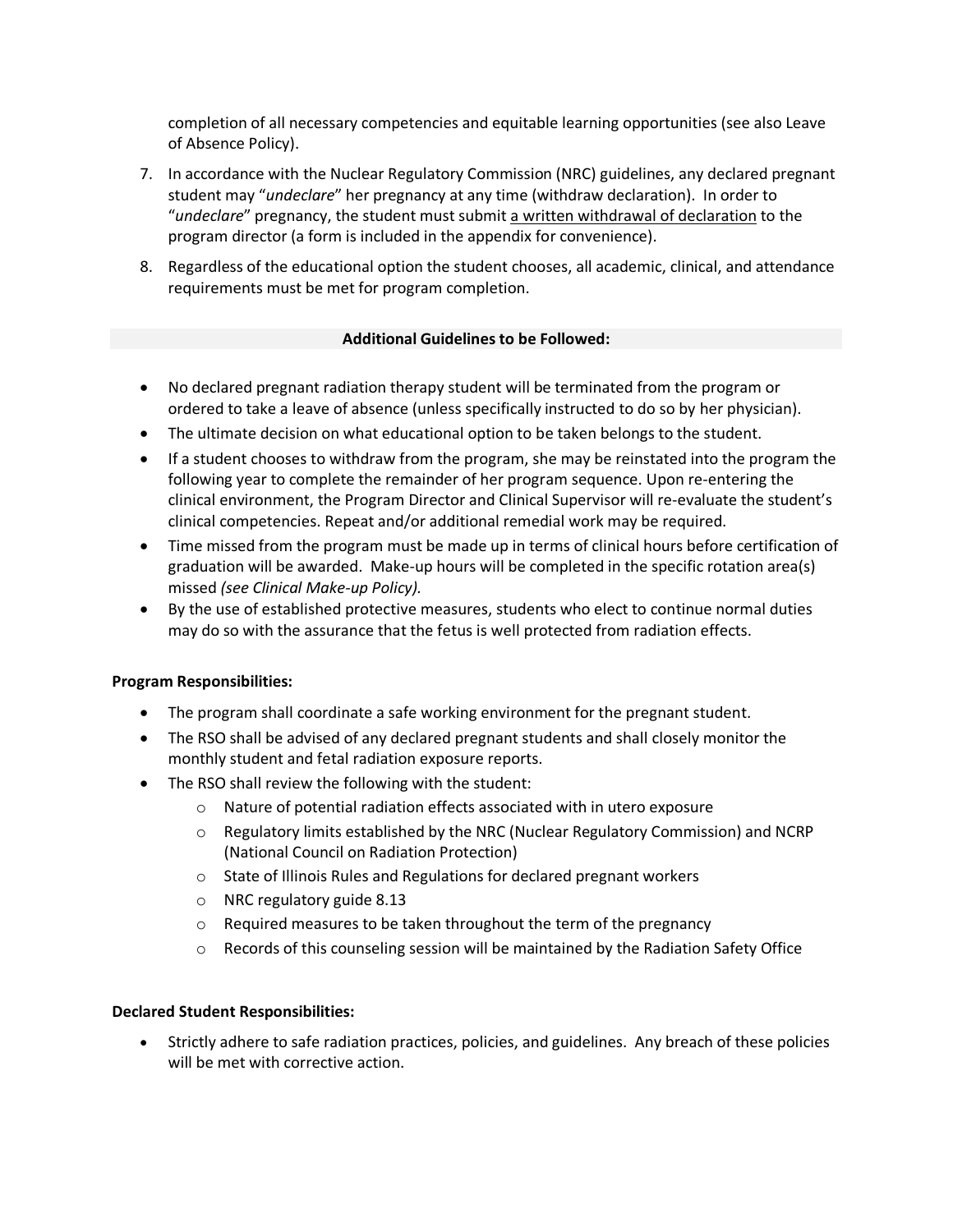completion of all necessary competencies and equitable learning opportunities (see also Leave of Absence Policy).

7. In accordance with the Nuclear Regulatory Commission (NRC) guidelines, any declared pregnant student may "*undeclare*" her pregnancy at any time (withdraw declaration). In order to "*undeclare*" pregnancy, the student must submit <u>a written withdrawal of declaration</u> to the program director (a form is included in the appendix for convenience).
8. Regardless of the educational option the student chooses, all academic, clinical, and attendance requirements must be met for program completion.

**Additional Guidelines to be Followed:**

- No declared pregnant radiation therapy student will be terminated from the program or ordered to take a leave of absence (unless specifically instructed to do so by her physician).
- The ultimate decision on what educational option to be taken belongs to the student.
- If a student chooses to withdraw from the program, she may be reinstated into the program the following year to complete the remainder of her program sequence. Upon re-entering the clinical environment, the Program Director and Clinical Supervisor will re-evaluate the student's clinical competencies. Repeat and/or additional remedial work may be required.
- Time missed from the program must be made up in terms of clinical hours before certification of graduation will be awarded. Make-up hours will be completed in the specific rotation area(s) missed *(see Clinical Make-up Policy).*
- By the use of established protective measures, students who elect to continue normal duties may do so with the assurance that the fetus is well protected from radiation effects.

**Program Responsibilities:**

- The program shall coordinate a safe working environment for the pregnant student.
- The RSO shall be advised of any declared pregnant students and shall closely monitor the monthly student and fetal radiation exposure reports.
- The RSO shall review the following with the student:
  - Nature of potential radiation effects associated with in utero exposure
  - Regulatory limits established by the NRC (Nuclear Regulatory Commission) and NCRP (National Council on Radiation Protection)
  - State of Illinois Rules and Regulations for declared pregnant workers
  - NRC regulatory guide 8.13
  - Required measures to be taken throughout the term of the pregnancy
  - Records of this counseling session will be maintained by the Radiation Safety Office

**Declared Student Responsibilities:**

- Strictly adhere to safe radiation practices, policies, and guidelines. Any breach of these policies will be met with corrective action.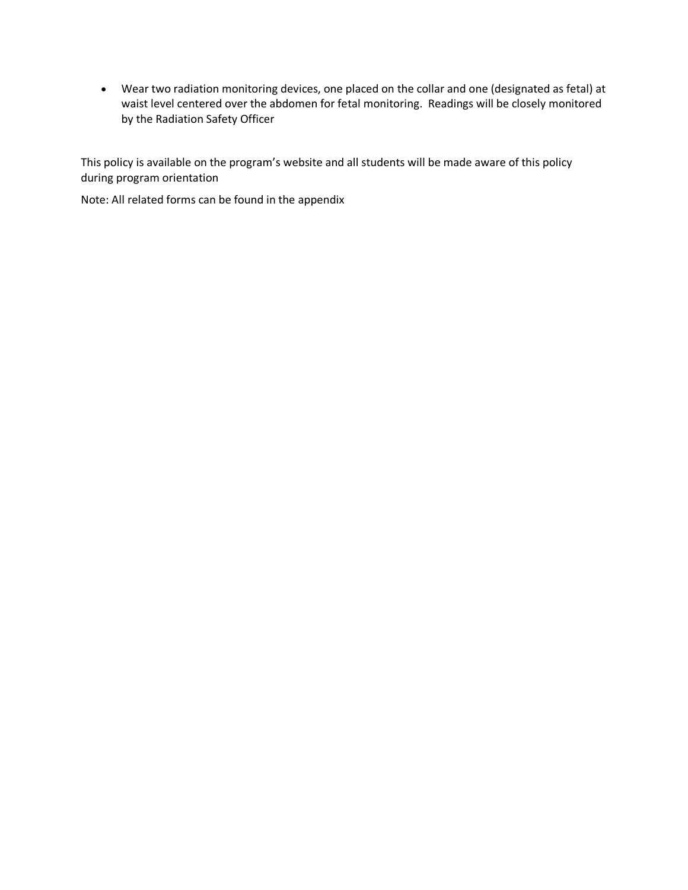- Wear two radiation monitoring devices, one placed on the collar and one (designated as fetal) at waist level centered over the abdomen for fetal monitoring.  Readings will be closely monitored by the Radiation Safety Officer

This policy is available on the program's website and all students will be made aware of this policy during program orientation

Note: All related forms can be found in the appendix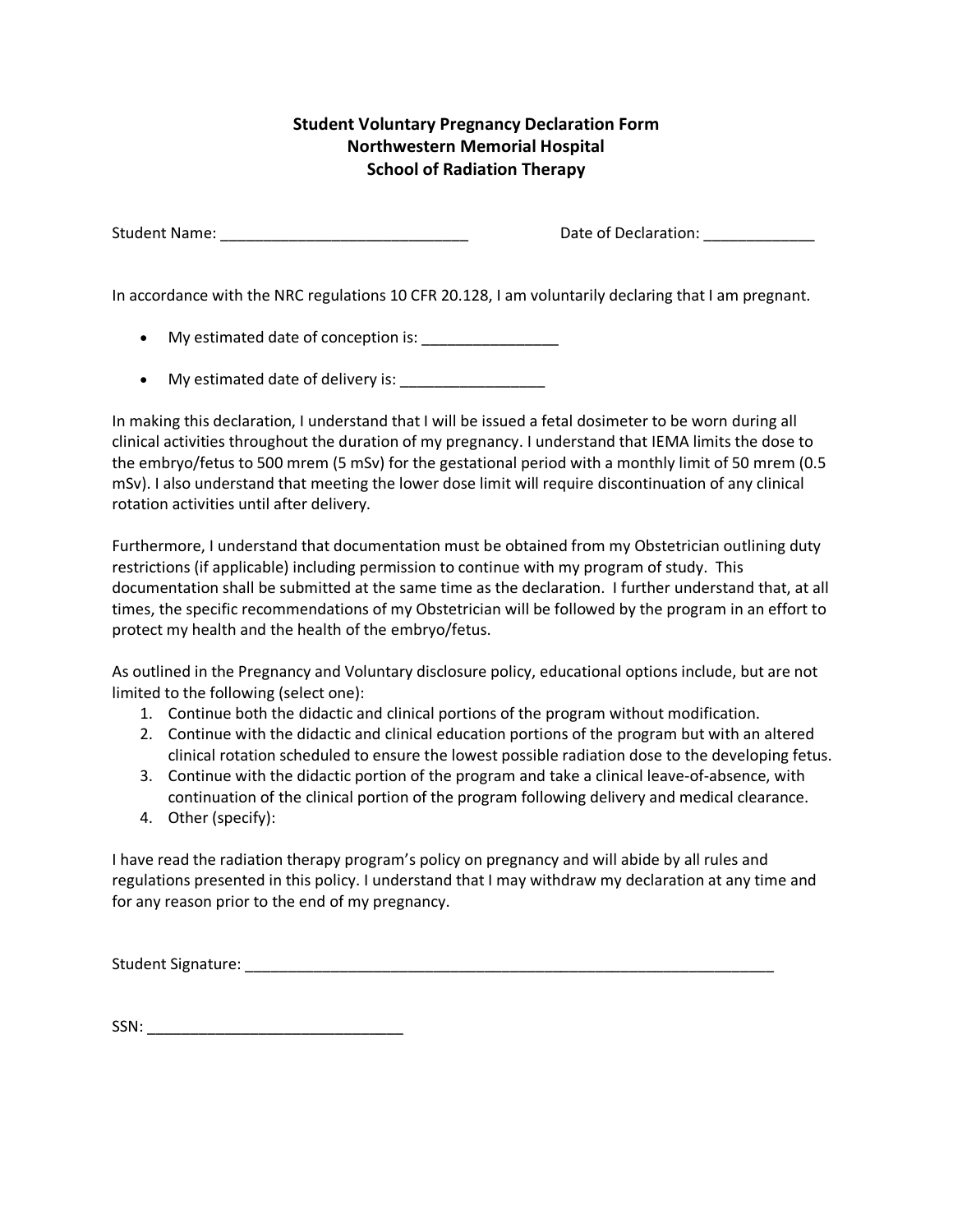# Student Voluntary Pregnancy Declaration Form
## Northwestern Memorial Hospital
## School of Radiation Therapy

Student Name: ______________________________ Date of Declaration: _____________

In accordance with the NRC regulations 10 CFR 20.128, I am voluntarily declaring that I am pregnant.

- My estimated date of conception is: ________________
- My estimated date of delivery is: _________________

In making this declaration, I understand that I will be issued a fetal dosimeter to be worn during all clinical activities throughout the duration of my pregnancy. I understand that IEMA limits the dose to the embryo/fetus to 500 mrem (5 mSv) for the gestational period with a monthly limit of 50 mrem (0.5 mSv). I also understand that meeting the lower dose limit will require discontinuation of any clinical rotation activities until after delivery.

Furthermore, I understand that documentation must be obtained from my Obstetrician outlining duty restrictions (if applicable) including permission to continue with my program of study. This documentation shall be submitted at the same time as the declaration. I further understand that, at all times, the specific recommendations of my Obstetrician will be followed by the program in an effort to protect my health and the health of the embryo/fetus.

As outlined in the Pregnancy and Voluntary disclosure policy, educational options include, but are not limited to the following (select one):

1. Continue both the didactic and clinical portions of the program without modification.
2. Continue with the didactic and clinical education portions of the program but with an altered clinical rotation scheduled to ensure the lowest possible radiation dose to the developing fetus.
3. Continue with the didactic portion of the program and take a clinical leave-of-absence, with continuation of the clinical portion of the program following delivery and medical clearance.
4. Other (specify):

I have read the radiation therapy program's policy on pregnancy and will abide by all rules and regulations presented in this policy. I understand that I may withdraw my declaration at any time and for any reason prior to the end of my pregnancy.

Student Signature: _________________________________________________________________

SSN: ______________________________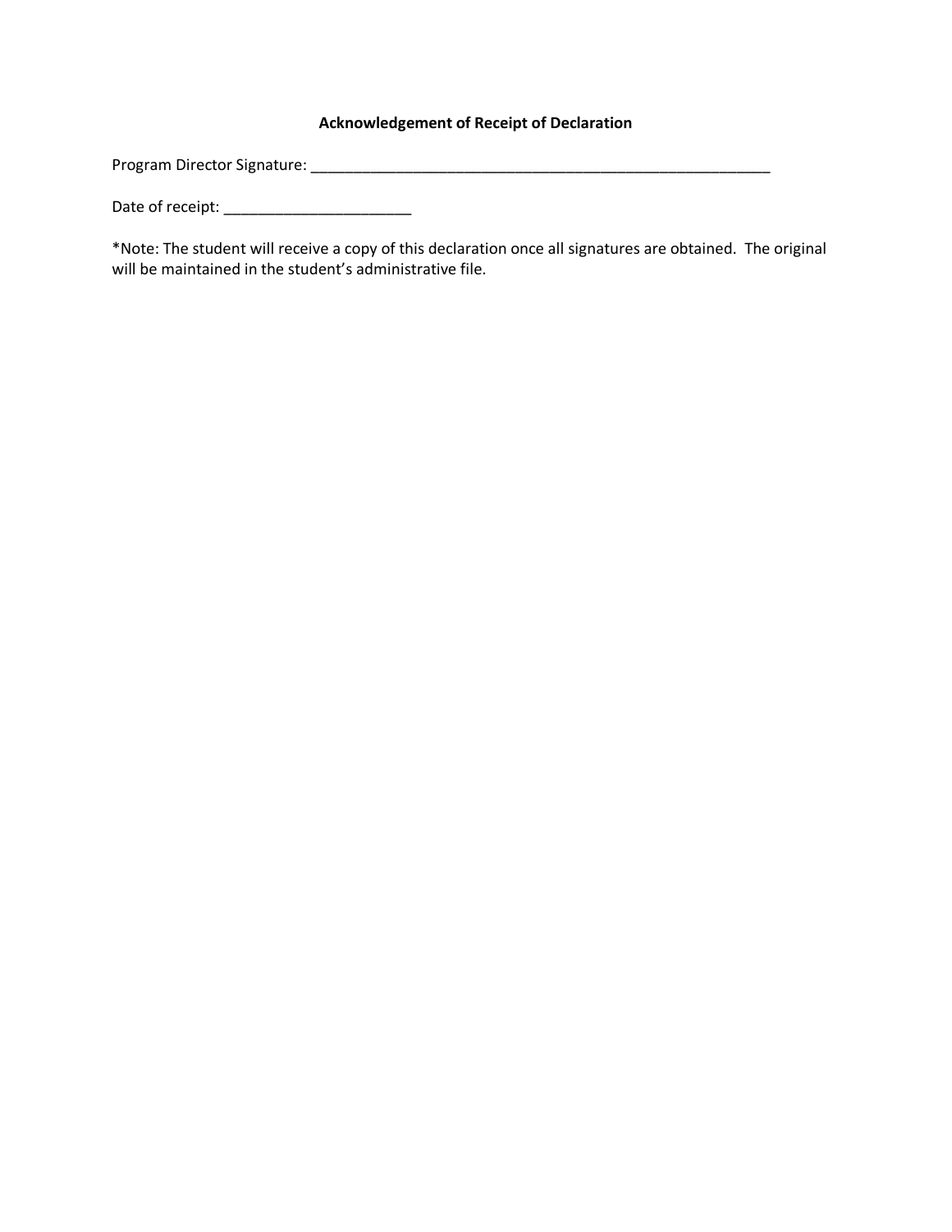**Acknowledgement of Receipt of Declaration**

Program Director Signature: ___________________________________________________________

Date of receipt: ________________________

*Note: The student will receive a copy of this declaration once all signatures are obtained. The original will be maintained in the student's administrative file.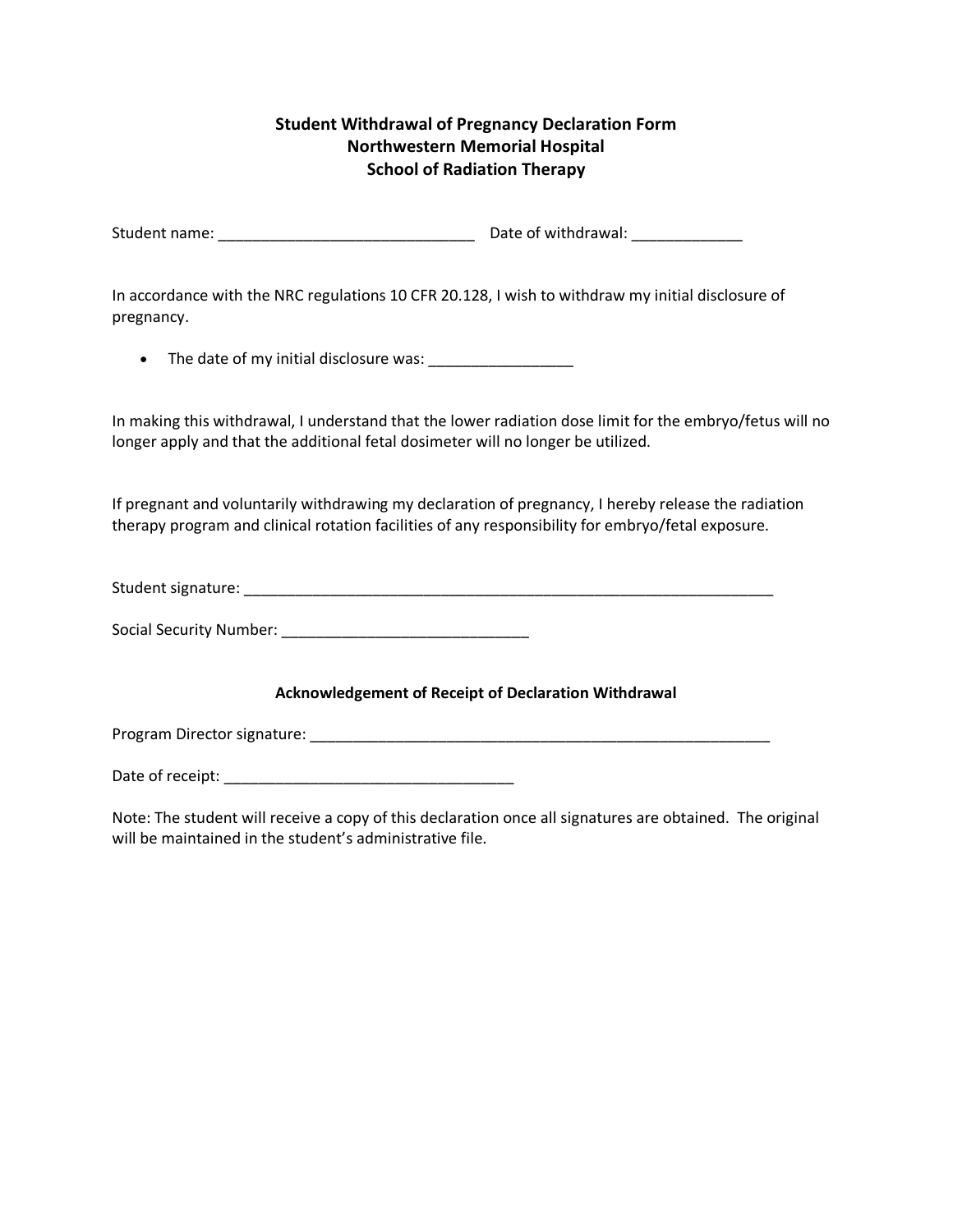**Student Withdrawal of Pregnancy Declaration Form**
**Northwestern Memorial Hospital**
**School of Radiation Therapy**

Student name: ______________________________ Date of withdrawal: _____________

In accordance with the NRC regulations 10 CFR 20.128, I wish to withdraw my initial disclosure of pregnancy.

- The date of my initial disclosure was: _________________

In making this withdrawal, I understand that the lower radiation dose limit for the embryo/fetus will no longer apply and that the additional fetal dosimeter will no longer be utilized.

If pregnant and voluntarily withdrawing my declaration of pregnancy, I hereby release the radiation therapy program and clinical rotation facilities of any responsibility for embryo/fetal exposure.

Student signature: _________________________________________________________________

Social Security Number: _____________________________

**Acknowledgement of Receipt of Declaration Withdrawal**

Program Director signature: _________________________________________________________

Date of receipt: __________________________________

Note: The student will receive a copy of this declaration once all signatures are obtained. The original will be maintained in the student's administrative file.